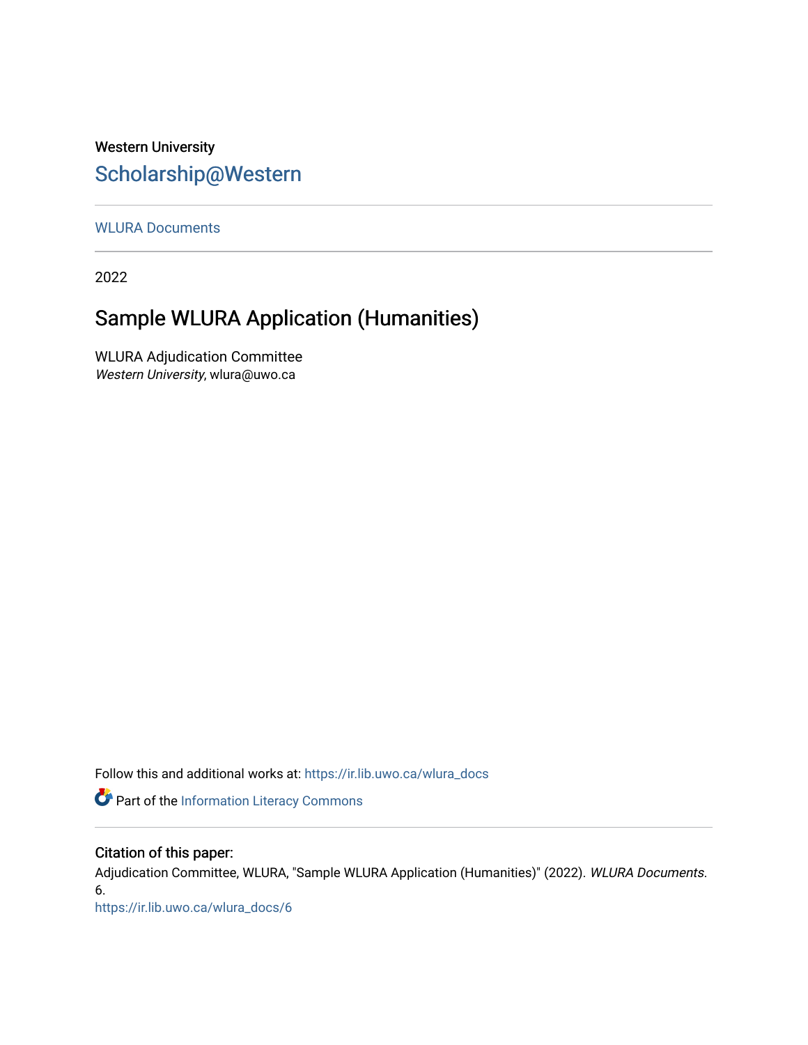Western University

# Scholarship@Western

WLURA Documents

2022

## Sample WLURA Application (Humanities)

WLURA Adjudication Committee
*Western University*, wlura@uwo.ca

Follow this and additional works at: https://ir.lib.uwo.ca/wlura_docs

Part of the Information Literacy Commons

### Citation of this paper:

Adjudication Committee, WLURA, "Sample WLURA Application (Humanities)" (2022). *WLURA Documents*. 6.
https://ir.lib.uwo.ca/wlura_docs/6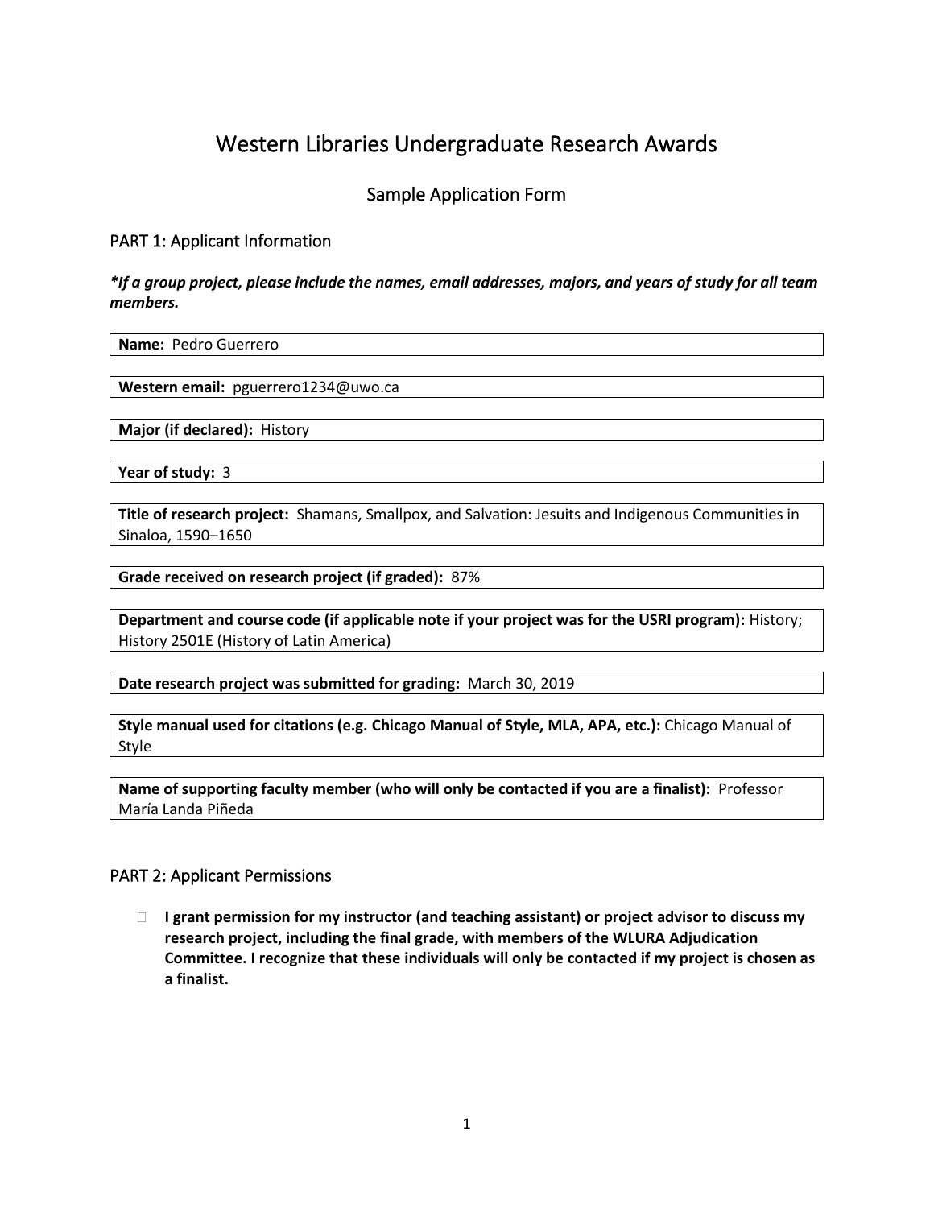# Western Libraries Undergraduate Research Awards

## Sample Application Form

### PART 1: Applicant Information

***If a group project, please include the names, email addresses, majors, and years of study for all team members.***

**Name:** Pedro Guerrero

**Western email:** pguerrero1234@uwo.ca

**Major (if declared):** History

**Year of study:** 3

**Title of research project:** Shamans, Smallpox, and Salvation: Jesuits and Indigenous Communities in Sinaloa, 1590–1650

**Grade received on research project (if graded):** 87%

**Department and course code (if applicable note if your project was for the USRI program):** History; History 2501E (History of Latin America)

**Date research project was submitted for grading:** March 30, 2019

**Style manual used for citations (e.g. Chicago Manual of Style, MLA, APA, etc.):** Chicago Manual of Style

**Name of supporting faculty member (who will only be contacted if you are a finalist):** Professor María Landa Piñeda

### PART 2: Applicant Permissions

- [ ] **I grant permission for my instructor (and teaching assistant) or project advisor to discuss my research project, including the final grade, with members of the WLURA Adjudication Committee. I recognize that these individuals will only be contacted if my project is chosen as a finalist.**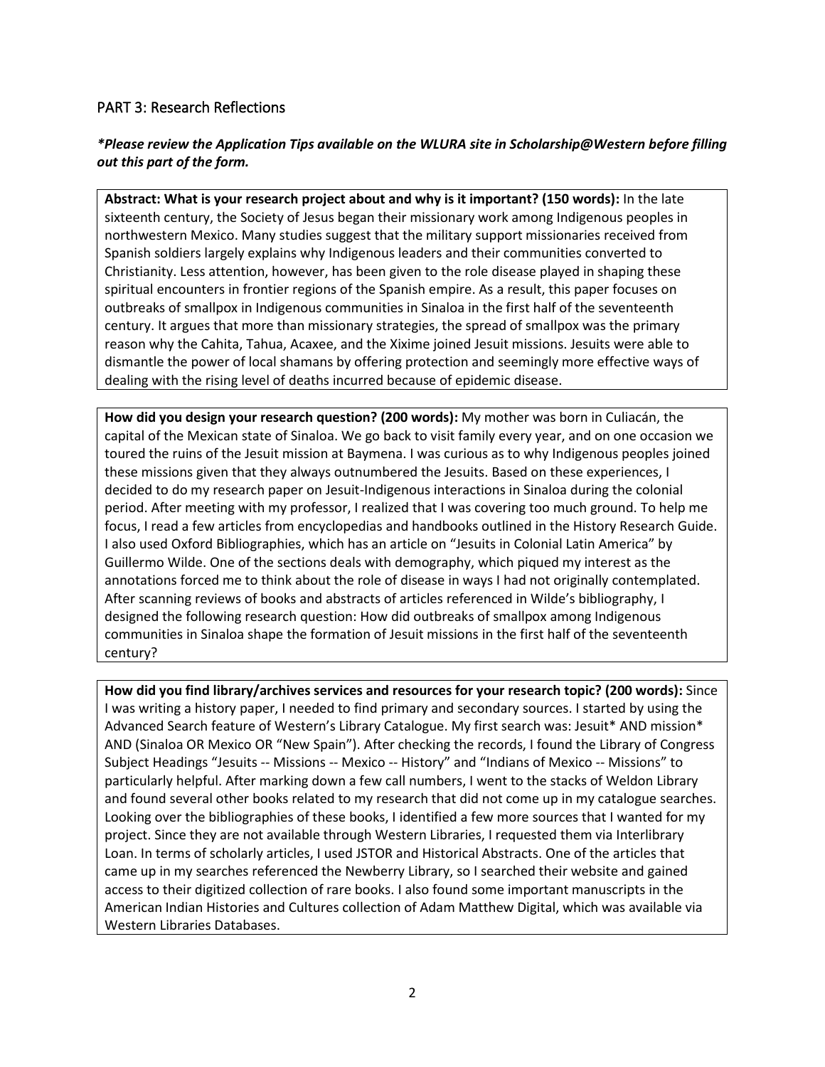## PART 3: Research Reflections

***Please review the Application Tips available on the WLURA site in Scholarship@Western before filling out this part of the form.**

**Abstract: What is your research project about and why is it important? (150 words):** In the late sixteenth century, the Society of Jesus began their missionary work among Indigenous peoples in northwestern Mexico. Many studies suggest that the military support missionaries received from Spanish soldiers largely explains why Indigenous leaders and their communities converted to Christianity. Less attention, however, has been given to the role disease played in shaping these spiritual encounters in frontier regions of the Spanish empire. As a result, this paper focuses on outbreaks of smallpox in Indigenous communities in Sinaloa in the first half of the seventeenth century. It argues that more than missionary strategies, the spread of smallpox was the primary reason why the Cahita, Tahua, Acaxee, and the Xixime joined Jesuit missions. Jesuits were able to dismantle the power of local shamans by offering protection and seemingly more effective ways of dealing with the rising level of deaths incurred because of epidemic disease.

**How did you design your research question? (200 words):** My mother was born in Culiacán, the capital of the Mexican state of Sinaloa. We go back to visit family every year, and on one occasion we toured the ruins of the Jesuit mission at Baymena. I was curious as to why Indigenous peoples joined these missions given that they always outnumbered the Jesuits. Based on these experiences, I decided to do my research paper on Jesuit-Indigenous interactions in Sinaloa during the colonial period. After meeting with my professor, I realized that I was covering too much ground. To help me focus, I read a few articles from encyclopedias and handbooks outlined in the History Research Guide. I also used Oxford Bibliographies, which has an article on "Jesuits in Colonial Latin America" by Guillermo Wilde. One of the sections deals with demography, which piqued my interest as the annotations forced me to think about the role of disease in ways I had not originally contemplated. After scanning reviews of books and abstracts of articles referenced in Wilde's bibliography, I designed the following research question: How did outbreaks of smallpox among Indigenous communities in Sinaloa shape the formation of Jesuit missions in the first half of the seventeenth century?

**How did you find library/archives services and resources for your research topic? (200 words):** Since I was writing a history paper, I needed to find primary and secondary sources. I started by using the Advanced Search feature of Western's Library Catalogue. My first search was: Jesuit* AND mission* AND (Sinaloa OR Mexico OR "New Spain"). After checking the records, I found the Library of Congress Subject Headings "Jesuits -- Missions -- Mexico -- History" and "Indians of Mexico -- Missions" to particularly helpful. After marking down a few call numbers, I went to the stacks of Weldon Library and found several other books related to my research that did not come up in my catalogue searches. Looking over the bibliographies of these books, I identified a few more sources that I wanted for my project. Since they are not available through Western Libraries, I requested them via Interlibrary Loan. In terms of scholarly articles, I used JSTOR and Historical Abstracts. One of the articles that came up in my searches referenced the Newberry Library, so I searched their website and gained access to their digitized collection of rare books. I also found some important manuscripts in the American Indian Histories and Cultures collection of Adam Matthew Digital, which was available via Western Libraries Databases.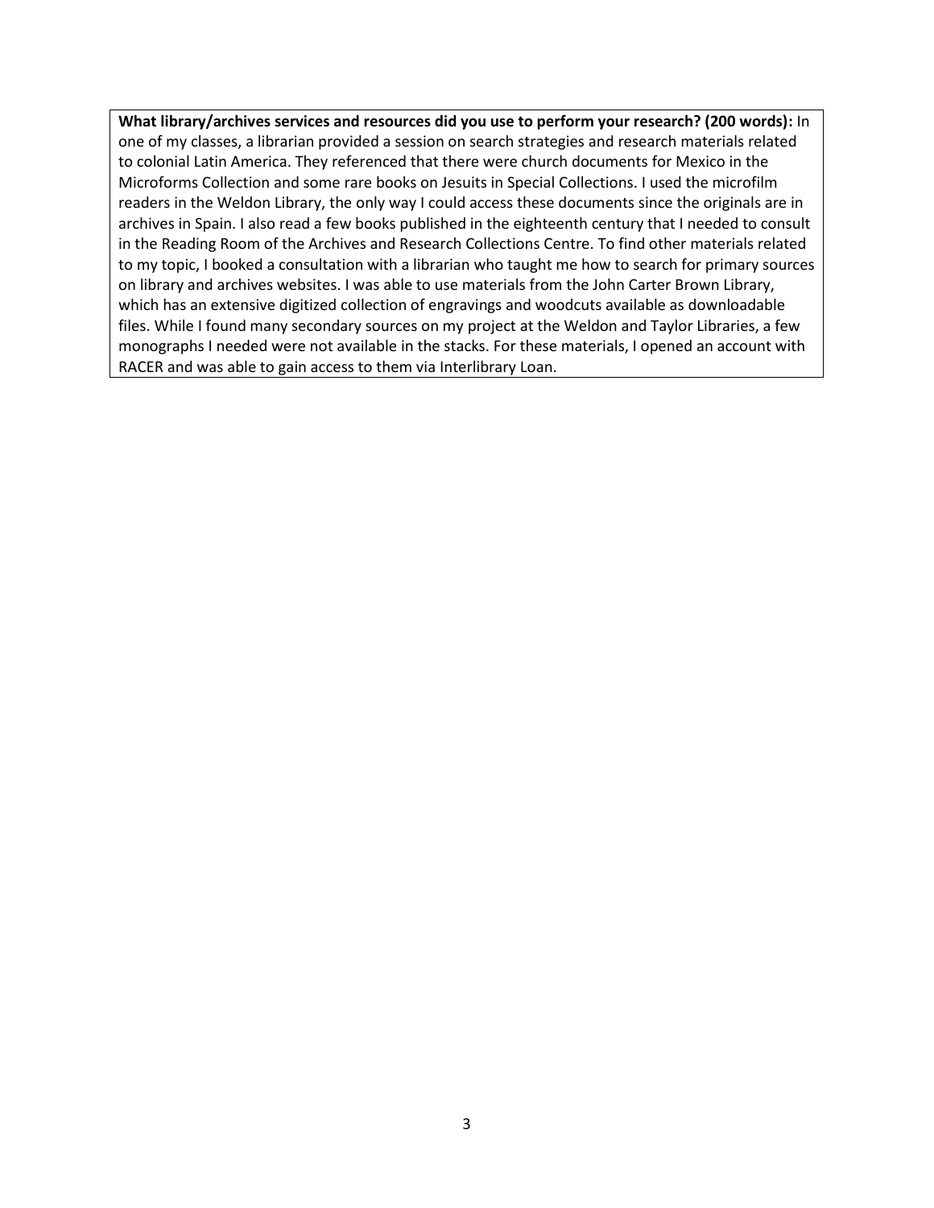**What library/archives services and resources did you use to perform your research? (200 words):** In one of my classes, a librarian provided a session on search strategies and research materials related to colonial Latin America. They referenced that there were church documents for Mexico in the Microforms Collection and some rare books on Jesuits in Special Collections. I used the microfilm readers in the Weldon Library, the only way I could access these documents since the originals are in archives in Spain. I also read a few books published in the eighteenth century that I needed to consult in the Reading Room of the Archives and Research Collections Centre. To find other materials related to my topic, I booked a consultation with a librarian who taught me how to search for primary sources on library and archives websites. I was able to use materials from the John Carter Brown Library, which has an extensive digitized collection of engravings and woodcuts available as downloadable files. While I found many secondary sources on my project at the Weldon and Taylor Libraries, a few monographs I needed were not available in the stacks. For these materials, I opened an account with RACER and was able to gain access to them via Interlibrary Loan.